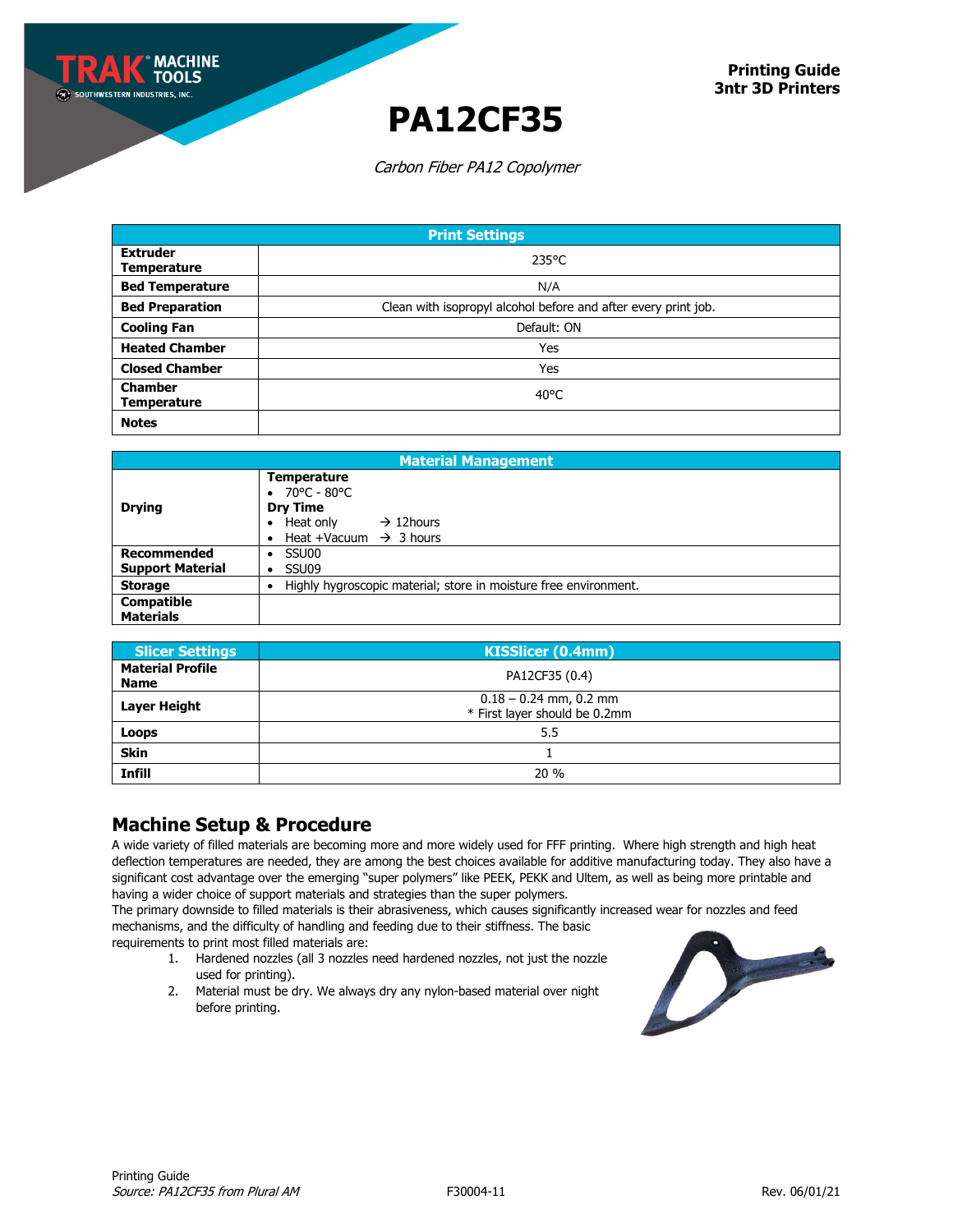Printing Guide
3ntr 3D Printers

# PA12CF35

*Carbon Fiber PA12 Copolymer*

| Print Settings | |
|---|---|
| **Extruder Temperature** | 235°C |
| **Bed Temperature** | N/A |
| **Bed Preparation** | Clean with isopropyl alcohol before and after every print job. |
| **Cooling Fan** | Default: ON |
| **Heated Chamber** | Yes |
| **Closed Chamber** | Yes |
| **Chamber Temperature** | 40°C |
| **Notes** | |

| Material Management | |
|---|---|
| **Drying** | **Temperature**<br>• 70°C - 80°C<br>**Dry Time**<br>• Heat only → 12hours<br>• Heat +Vacuum → 3 hours |
| **Recommended Support Material** | • SSU00<br>• SSU09 |
| **Storage** | • Highly hygroscopic material; store in moisture free environment. |
| **Compatible Materials** | |

| Slicer Settings | KISSlicer (0.4mm) |
|---|---|
| **Material Profile Name** | PA12CF35 (0.4) |
| **Layer Height** | 0.18 – 0.24 mm, 0.2 mm<br>* First layer should be 0.2mm |
| **Loops** | 5.5 |
| **Skin** | 1 |
| **Infill** | 20 % |

## Machine Setup & Procedure

A wide variety of filled materials are becoming more and more widely used for FFF printing. Where high strength and high heat deflection temperatures are needed, they are among the best choices available for additive manufacturing today. They also have a significant cost advantage over the emerging "super polymers" like PEEK, PEKK and Ultem, as well as being more printable and having a wider choice of support materials and strategies than the super polymers.

The primary downside to filled materials is their abrasiveness, which causes significantly increased wear for nozzles and feed mechanisms, and the difficulty of handling and feeding due to their stiffness. The basic requirements to print most filled materials are:

1. Hardened nozzles (all 3 nozzles need hardened nozzles, not just the nozzle used for printing).
2. Material must be dry. We always dry any nylon-based material over night before printing.

Printing Guide
*Source: PA12CF35 from Plural AM*

F30004-11

Rev. 06/01/21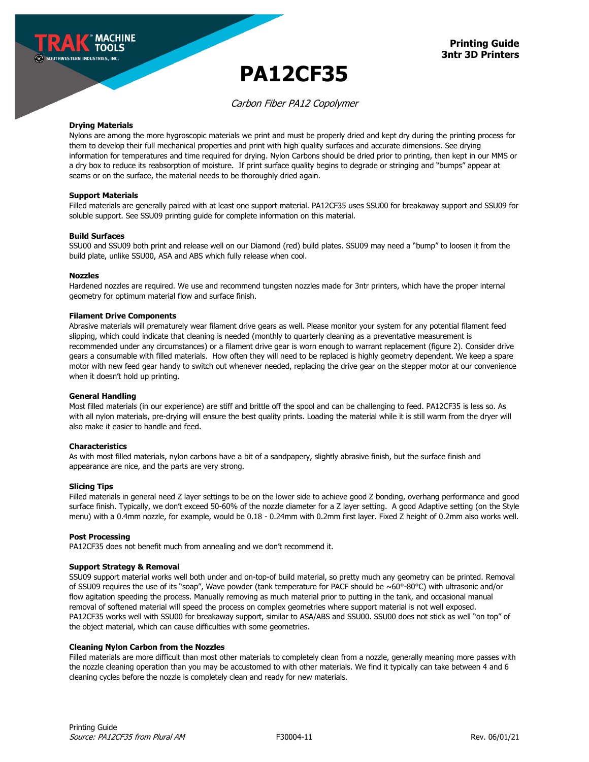**Printing Guide**
**3ntr 3D Printers**

# PA12CF35

*Carbon Fiber PA12 Copolymer*

**Drying Materials**

Nylons are among the more hygroscopic materials we print and must be properly dried and kept dry during the printing process for them to develop their full mechanical properties and print with high quality surfaces and accurate dimensions. See drying information for temperatures and time required for drying. Nylon Carbons should be dried prior to printing, then kept in our MMS or a dry box to reduce its reabsorption of moisture. If print surface quality begins to degrade or stringing and "bumps" appear at seams or on the surface, the material needs to be thoroughly dried again.

**Support Materials**

Filled materials are generally paired with at least one support material. PA12CF35 uses SSU00 for breakaway support and SSU09 for soluble support. See SSU09 printing guide for complete information on this material.

**Build Surfaces**

SSU00 and SSU09 both print and release well on our Diamond (red) build plates. SSU09 may need a "bump" to loosen it from the build plate, unlike SSU00, ASA and ABS which fully release when cool.

**Nozzles**

Hardened nozzles are required. We use and recommend tungsten nozzles made for 3ntr printers, which have the proper internal geometry for optimum material flow and surface finish.

**Filament Drive Components**

Abrasive materials will prematurely wear filament drive gears as well. Please monitor your system for any potential filament feed slipping, which could indicate that cleaning is needed (monthly to quarterly cleaning as a preventative measurement is recommended under any circumstances) or a filament drive gear is worn enough to warrant replacement (figure 2). Consider drive gears a consumable with filled materials. How often they will need to be replaced is highly geometry dependent. We keep a spare motor with new feed gear handy to switch out whenever needed, replacing the drive gear on the stepper motor at our convenience when it doesn't hold up printing.

**General Handling**

Most filled materials (in our experience) are stiff and brittle off the spool and can be challenging to feed. PA12CF35 is less so. As with all nylon materials, pre-drying will ensure the best quality prints. Loading the material while it is still warm from the dryer will also make it easier to handle and feed.

**Characteristics**

As with most filled materials, nylon carbons have a bit of a sandpapery, slightly abrasive finish, but the surface finish and appearance are nice, and the parts are very strong.

**Slicing Tips**

Filled materials in general need Z layer settings to be on the lower side to achieve good Z bonding, overhang performance and good surface finish. Typically, we don't exceed 50-60% of the nozzle diameter for a Z layer setting. A good Adaptive setting (on the Style menu) with a 0.4mm nozzle, for example, would be 0.18 - 0.24mm with 0.2mm first layer. Fixed Z height of 0.2mm also works well.

**Post Processing**

PA12CF35 does not benefit much from annealing and we don't recommend it.

**Support Strategy & Removal**

SSU09 support material works well both under and on-top-of build material, so pretty much any geometry can be printed. Removal of SSU09 requires the use of its "soap", Wave powder (tank temperature for PACF should be ~60°-80°C) with ultrasonic and/or flow agitation speeding the process. Manually removing as much material prior to putting in the tank, and occasional manual removal of softened material will speed the process on complex geometries where support material is not well exposed. PA12CF35 works well with SSU00 for breakaway support, similar to ASA/ABS and SSU00. SSU00 does not stick as well "on top" of the object material, which can cause difficulties with some geometries.

**Cleaning Nylon Carbon from the Nozzles**

Filled materials are more difficult than most other materials to completely clean from a nozzle, generally meaning more passes with the nozzle cleaning operation than you may be accustomed to with other materials. We find it typically can take between 4 and 6 cleaning cycles before the nozzle is completely clean and ready for new materials.

Printing Guide
*Source: PA12CF35 from Plural AM*    F30004-11    Rev. 06/01/21